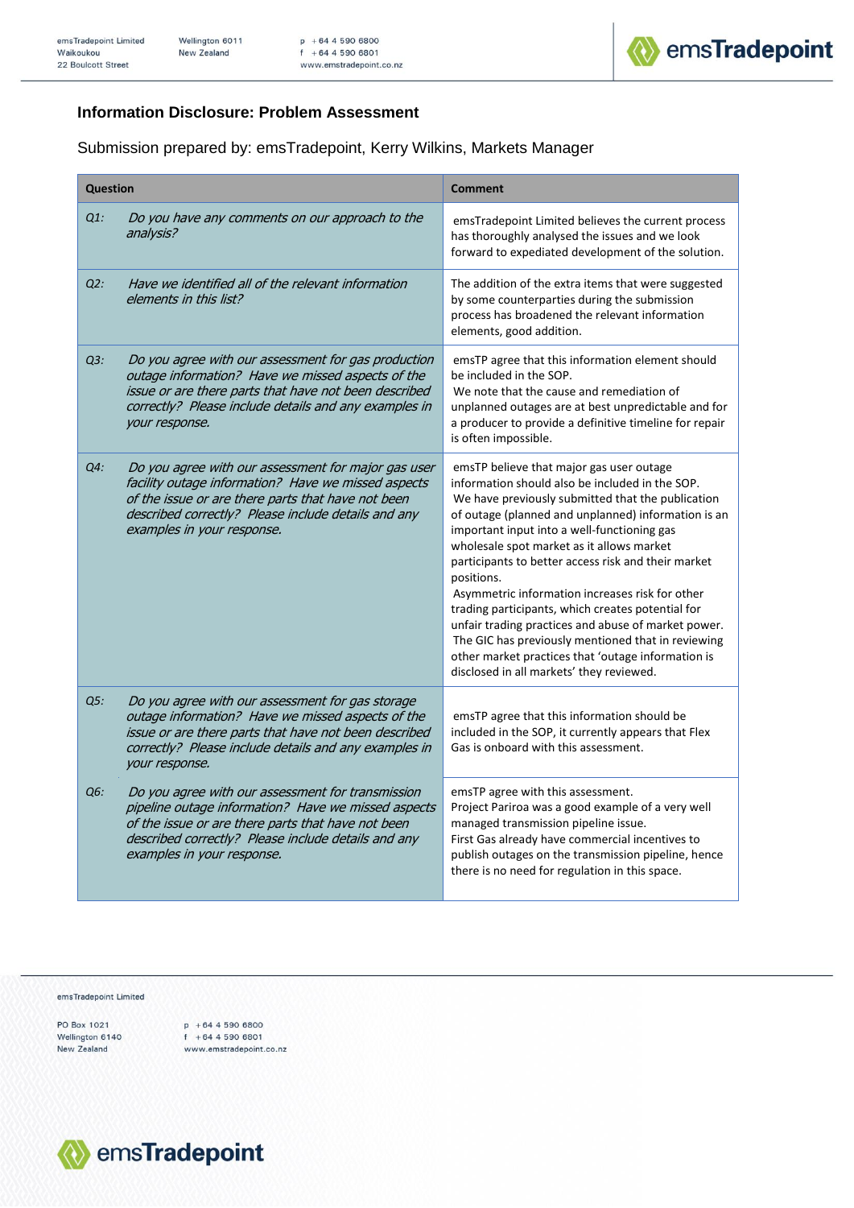### Information Disclosure: Problem Assessment

Submission prepared by: emsTradepoint, Kerry Wilkins, Markets Manager

| Question | Comment |
|---|---|
| Q1: *Do you have any comments on our approach to the analysis?* | emsTradepoint Limited believes the current process has thoroughly analysed the issues and we look forward to expediated development of the solution. |
| Q2: *Have we identified all of the relevant information elements in this list?* | The addition of the extra items that were suggested by some counterparties during the submission process has broadened the relevant information elements, good addition. |
| Q3: *Do you agree with our assessment for gas production outage information? Have we missed aspects of the issue or are there parts that have not been described correctly? Please include details and any examples in your response.* | emsTP agree that this information element should be included in the SOP. We note that the cause and remediation of unplanned outages are at best unpredictable and for a producer to provide a definitive timeline for repair is often impossible. |
| Q4: *Do you agree with our assessment for major gas user facility outage information? Have we missed aspects of the issue or are there parts that have not been described correctly? Please include details and any examples in your response.* | emsTP believe that major gas user outage information should also be included in the SOP. We have previously submitted that the publication of outage (planned and unplanned) information is an important input into a well-functioning gas wholesale spot market as it allows market participants to better access risk and their market positions. Asymmetric information increases risk for other trading participants, which creates potential for unfair trading practices and abuse of market power. The GIC has previously mentioned that in reviewing other market practices that 'outage information is disclosed in all markets' they reviewed. |
| Q5: *Do you agree with our assessment for gas storage outage information? Have we missed aspects of the issue or are there parts that have not been described correctly? Please include details and any examples in your response.* | emsTP agree that this information should be included in the SOP, it currently appears that Flex Gas is onboard with this assessment. |
| Q6: *Do you agree with our assessment for transmission pipeline outage information? Have we missed aspects of the issue or are there parts that have not been described correctly? Please include details and any examples in your response.* | emsTP agree with this assessment. Project Pariroa was a good example of a very well managed transmission pipeline issue. First Gas already have commercial incentives to publish outages on the transmission pipeline, hence there is no need for regulation in this space. |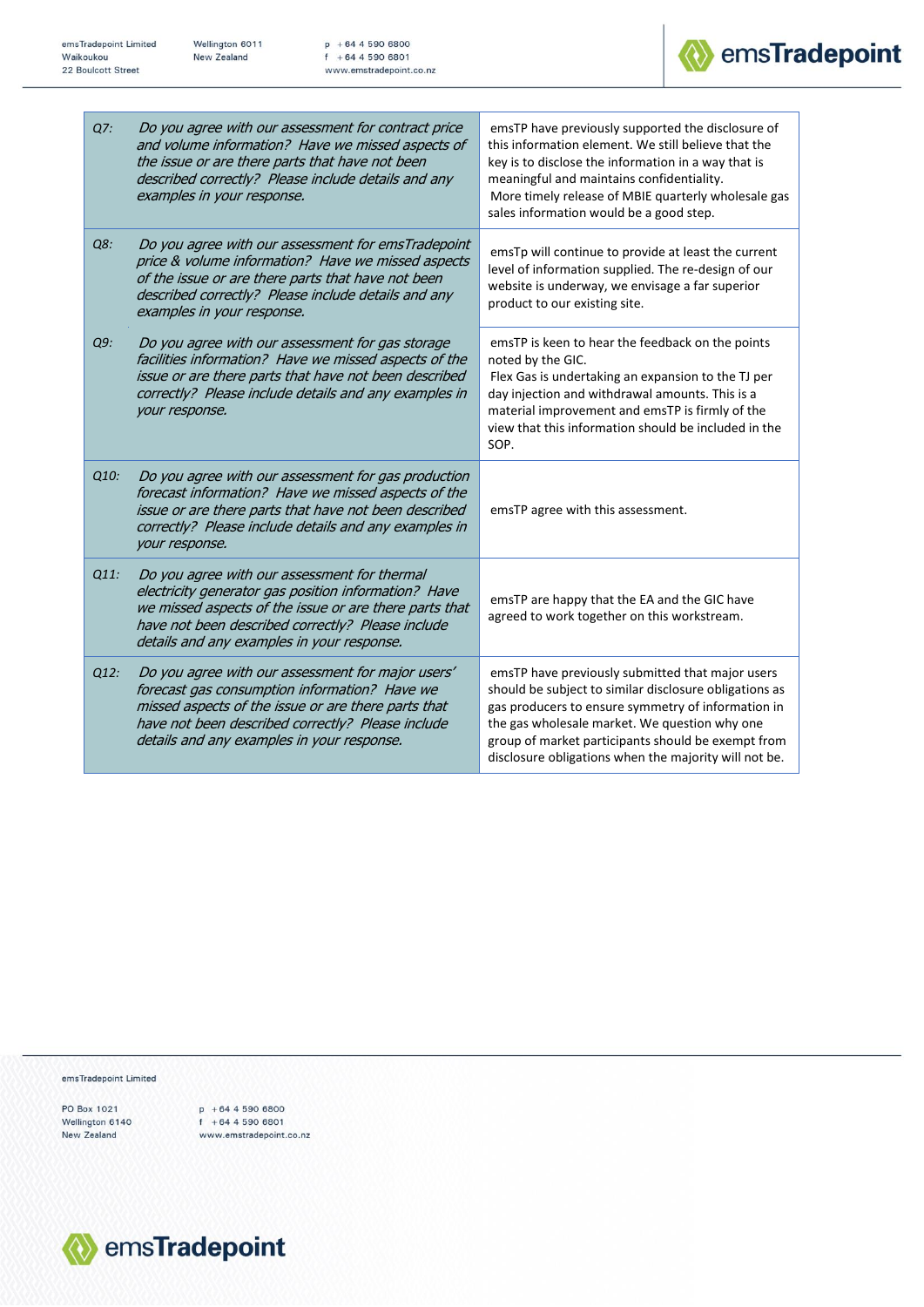| | |
|---|---|
| Q7: *Do you agree with our assessment for contract price and volume information? Have we missed aspects of the issue or are there parts that have not been described correctly? Please include details and any examples in your response.* | emsTP have previously supported the disclosure of this information element. We still believe that the key is to disclose the information in a way that is meaningful and maintains confidentiality. More timely release of MBIE quarterly wholesale gas sales information would be a good step. |
| Q8: *Do you agree with our assessment for emsTradepoint price & volume information? Have we missed aspects of the issue or are there parts that have not been described correctly? Please include details and any examples in your response.* | emsTp will continue to provide at least the current level of information supplied. The re-design of our website is underway, we envisage a far superior product to our existing site. |
| Q9: *Do you agree with our assessment for gas storage facilities information? Have we missed aspects of the issue or are there parts that have not been described correctly? Please include details and any examples in your response.* | emsTP is keen to hear the feedback on the points noted by the GIC. Flex Gas is undertaking an expansion to the TJ per day injection and withdrawal amounts. This is a material improvement and emsTP is firmly of the view that this information should be included in the SOP. |
| Q10: *Do you agree with our assessment for gas production forecast information? Have we missed aspects of the issue or are there parts that have not been described correctly? Please include details and any examples in your response.* | emsTP agree with this assessment. |
| Q11: *Do you agree with our assessment for thermal electricity generator gas position information? Have we missed aspects of the issue or are there parts that have not been described correctly? Please include details and any examples in your response.* | emsTP are happy that the EA and the GIC have agreed to work together on this workstream. |
| Q12: *Do you agree with our assessment for major users' forecast gas consumption information? Have we missed aspects of the issue or are there parts that have not been described correctly? Please include details and any examples in your response.* | emsTP have previously submitted that major users should be subject to similar disclosure obligations as gas producers to ensure symmetry of information in the gas wholesale market. We question why one group of market participants should be exempt from disclosure obligations when the majority will not be. |